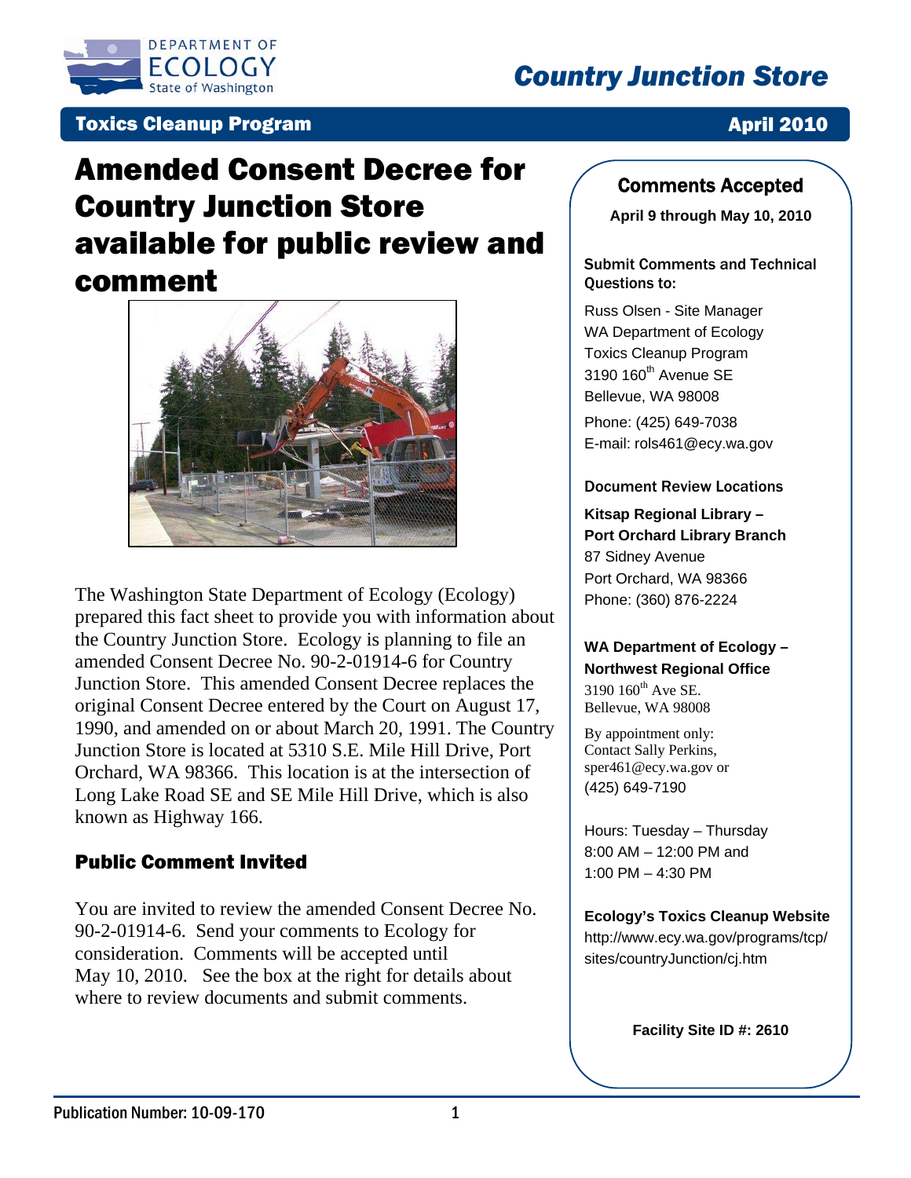# Country Junction Store

**Toxics Cleanup Program** — **April 2010**

# Amended Consent Decree for Country Junction Store available for public review and comment

The Washington State Department of Ecology (Ecology) prepared this fact sheet to provide you with information about the Country Junction Store. Ecology is planning to file an amended Consent Decree No. 90-2-01914-6 for Country Junction Store. This amended Consent Decree replaces the original Consent Decree entered by the Court on August 17, 1990, and amended on or about March 20, 1991. The Country Junction Store is located at 5310 S.E. Mile Hill Drive, Port Orchard, WA 98366. This location is at the intersection of Long Lake Road SE and SE Mile Hill Drive, which is also known as Highway 166.

## Public Comment Invited

You are invited to review the amended Consent Decree No. 90-2-01914-6. Send your comments to Ecology for consideration. Comments will be accepted until May 10, 2010. See the box at the right for details about where to review documents and submit comments.

## Comments Accepted

**April 9 through May 10, 2010**

**Submit Comments and Technical Questions to:**

Russ Olsen - Site Manager
WA Department of Ecology
Toxics Cleanup Program
3190 160th Avenue SE
Bellevue, WA 98008

Phone: (425) 649-7038
E-mail: rols461@ecy.wa.gov

**Document Review Locations**

**Kitsap Regional Library – Port Orchard Library Branch**
87 Sidney Avenue
Port Orchard, WA 98366
Phone: (360) 876-2224

**WA Department of Ecology – Northwest Regional Office**
3190 160th Ave SE.
Bellevue, WA 98008

By appointment only:
Contact Sally Perkins,
sper461@ecy.wa.gov or
(425) 649-7190

Hours: Tuesday – Thursday
8:00 AM – 12:00 PM and
1:00 PM – 4:30 PM

**Ecology's Toxics Cleanup Website**
http://www.ecy.wa.gov/programs/tcp/sites/countryJunction/cj.htm

**Facility Site ID #: 2610**

Publication Number: 10-09-170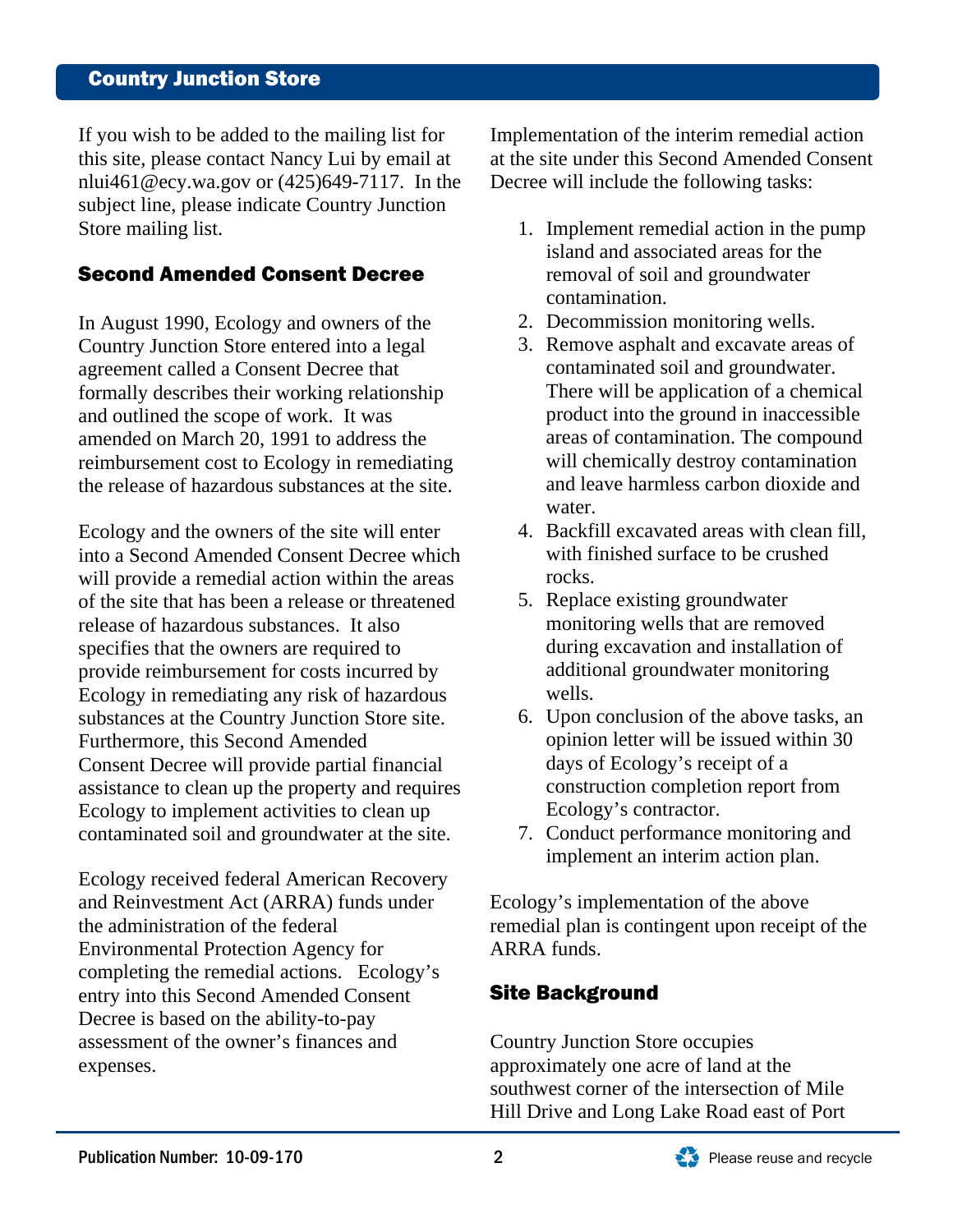If you wish to be added to the mailing list for this site, please contact Nancy Lui by email at nlui461@ecy.wa.gov or (425)649-7117. In the subject line, please indicate Country Junction Store mailing list.

## Second Amended Consent Decree

In August 1990, Ecology and owners of the Country Junction Store entered into a legal agreement called a Consent Decree that formally describes their working relationship and outlined the scope of work. It was amended on March 20, 1991 to address the reimbursement cost to Ecology in remediating the release of hazardous substances at the site.

Ecology and the owners of the site will enter into a Second Amended Consent Decree which will provide a remedial action within the areas of the site that has been a release or threatened release of hazardous substances. It also specifies that the owners are required to provide reimbursement for costs incurred by Ecology in remediating any risk of hazardous substances at the Country Junction Store site. Furthermore, this Second Amended Consent Decree will provide partial financial assistance to clean up the property and requires Ecology to implement activities to clean up contaminated soil and groundwater at the site.

Ecology received federal American Recovery and Reinvestment Act (ARRA) funds under the administration of the federal Environmental Protection Agency for completing the remedial actions. Ecology's entry into this Second Amended Consent Decree is based on the ability-to-pay assessment of the owner's finances and expenses.

Implementation of the interim remedial action at the site under this Second Amended Consent Decree will include the following tasks:

1. Implement remedial action in the pump island and associated areas for the removal of soil and groundwater contamination.
2. Decommission monitoring wells.
3. Remove asphalt and excavate areas of contaminated soil and groundwater. There will be application of a chemical product into the ground in inaccessible areas of contamination. The compound will chemically destroy contamination and leave harmless carbon dioxide and water.
4. Backfill excavated areas with clean fill, with finished surface to be crushed rocks.
5. Replace existing groundwater monitoring wells that are removed during excavation and installation of additional groundwater monitoring wells.
6. Upon conclusion of the above tasks, an opinion letter will be issued within 30 days of Ecology's receipt of a construction completion report from Ecology's contractor.
7. Conduct performance monitoring and implement an interim action plan.

Ecology's implementation of the above remedial plan is contingent upon receipt of the ARRA funds.

## Site Background

Country Junction Store occupies approximately one acre of land at the southwest corner of the intersection of Mile Hill Drive and Long Lake Road east of Port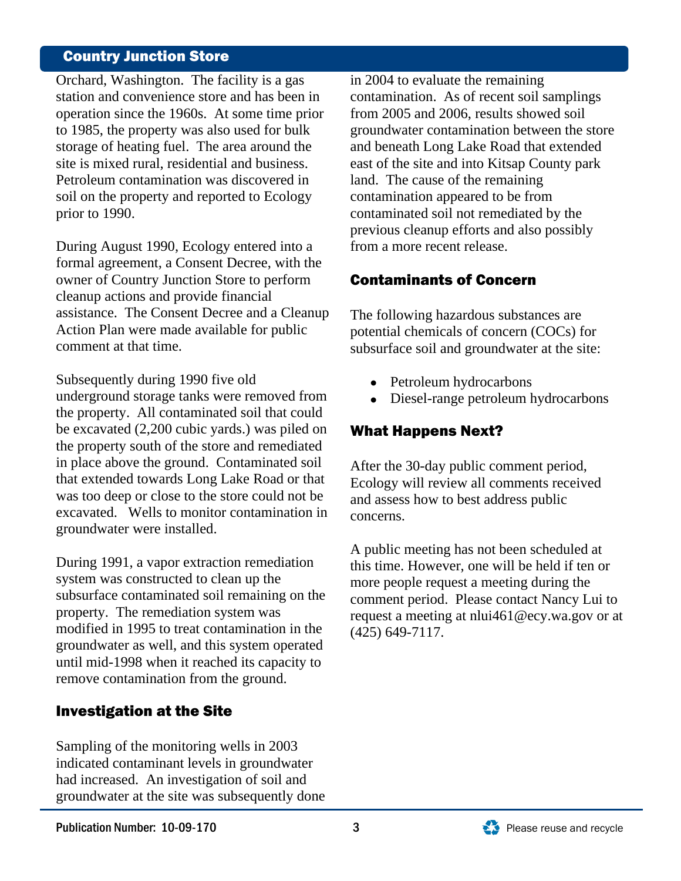## Country Junction Store

Orchard, Washington. The facility is a gas station and convenience store and has been in operation since the 1960s. At some time prior to 1985, the property was also used for bulk storage of heating fuel. The area around the site is mixed rural, residential and business. Petroleum contamination was discovered in soil on the property and reported to Ecology prior to 1990.

During August 1990, Ecology entered into a formal agreement, a Consent Decree, with the owner of Country Junction Store to perform cleanup actions and provide financial assistance. The Consent Decree and a Cleanup Action Plan were made available for public comment at that time.

Subsequently during 1990 five old underground storage tanks were removed from the property. All contaminated soil that could be excavated (2,200 cubic yards.) was piled on the property south of the store and remediated in place above the ground. Contaminated soil that extended towards Long Lake Road or that was too deep or close to the store could not be excavated. Wells to monitor contamination in groundwater were installed.

During 1991, a vapor extraction remediation system was constructed to clean up the subsurface contaminated soil remaining on the property. The remediation system was modified in 1995 to treat contamination in the groundwater as well, and this system operated until mid-1998 when it reached its capacity to remove contamination from the ground.

## Investigation at the Site

Sampling of the monitoring wells in 2003 indicated contaminant levels in groundwater had increased. An investigation of soil and groundwater at the site was subsequently done in 2004 to evaluate the remaining contamination. As of recent soil samplings from 2005 and 2006, results showed soil groundwater contamination between the store and beneath Long Lake Road that extended east of the site and into Kitsap County park land. The cause of the remaining contamination appeared to be from contaminated soil not remediated by the previous cleanup efforts and also possibly from a more recent release.

## Contaminants of Concern

The following hazardous substances are potential chemicals of concern (COCs) for subsurface soil and groundwater at the site:

- Petroleum hydrocarbons
- Diesel-range petroleum hydrocarbons

## What Happens Next?

After the 30-day public comment period, Ecology will review all comments received and assess how to best address public concerns.

A public meeting has not been scheduled at this time. However, one will be held if ten or more people request a meeting during the comment period. Please contact Nancy Lui to request a meeting at nlui461@ecy.wa.gov or at (425) 649-7117.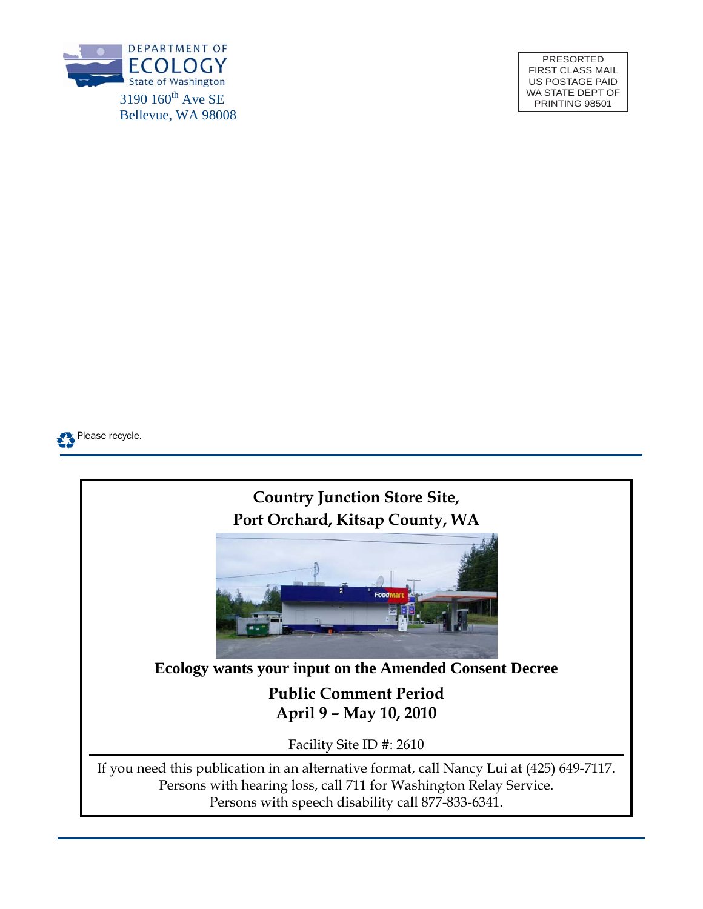DEPARTMENT OF ECOLOGY
State of Washington

3190 160th Ave SE
Bellevue, WA 98008

PRESORTED
FIRST CLASS MAIL
US POSTAGE PAID
WA STATE DEPT OF
PRINTING 98501

Please recycle.

**Country Junction Store Site,**
**Port Orchard, Kitsap County, WA**

**Ecology wants your input on the Amended Consent Decree**

**Public Comment Period**
**April 9 – May 10, 2010**

Facility Site ID #: 2610

If you need this publication in an alternative format, call Nancy Lui at (425) 649-7117.
Persons with hearing loss, call 711 for Washington Relay Service.
Persons with speech disability call 877-833-6341.